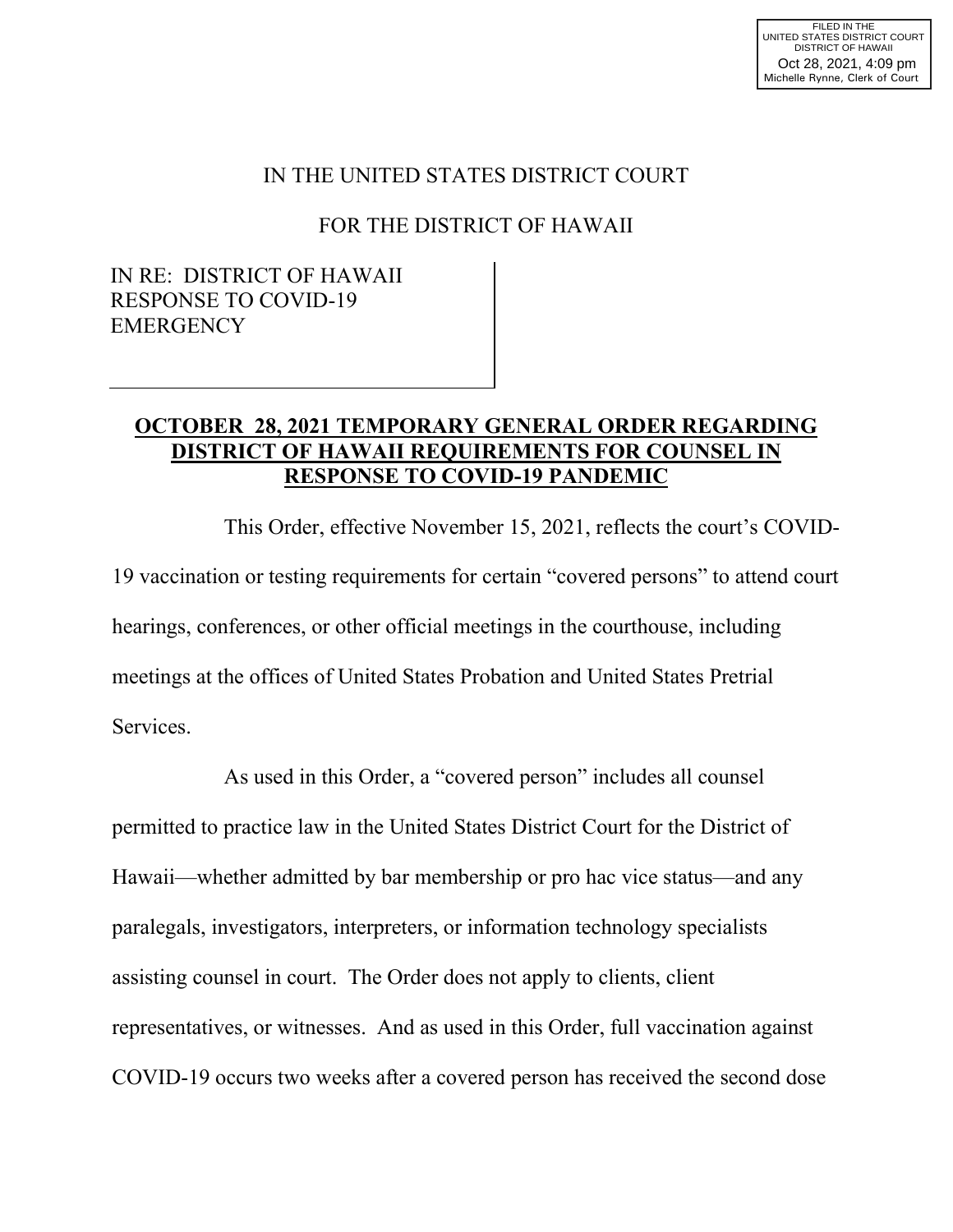FILED IN THE
UNITED STATES DISTRICT COURT
DISTRICT OF HAWAII
Oct 28, 2021, 4:09 pm
Michelle Rynne, Clerk of Court

IN THE UNITED STATES DISTRICT COURT

FOR THE DISTRICT OF HAWAII

IN RE: DISTRICT OF HAWAII RESPONSE TO COVID-19 EMERGENCY

**OCTOBER 28, 2021 TEMPORARY GENERAL ORDER REGARDING DISTRICT OF HAWAII REQUIREMENTS FOR COUNSEL IN RESPONSE TO COVID-19 PANDEMIC**

This Order, effective November 15, 2021, reflects the court's COVID-19 vaccination or testing requirements for certain "covered persons" to attend court hearings, conferences, or other official meetings in the courthouse, including meetings at the offices of United States Probation and United States Pretrial Services.

As used in this Order, a "covered person" includes all counsel permitted to practice law in the United States District Court for the District of Hawaii—whether admitted by bar membership or pro hac vice status—and any paralegals, investigators, interpreters, or information technology specialists assisting counsel in court. The Order does not apply to clients, client representatives, or witnesses. And as used in this Order, full vaccination against COVID-19 occurs two weeks after a covered person has received the second dose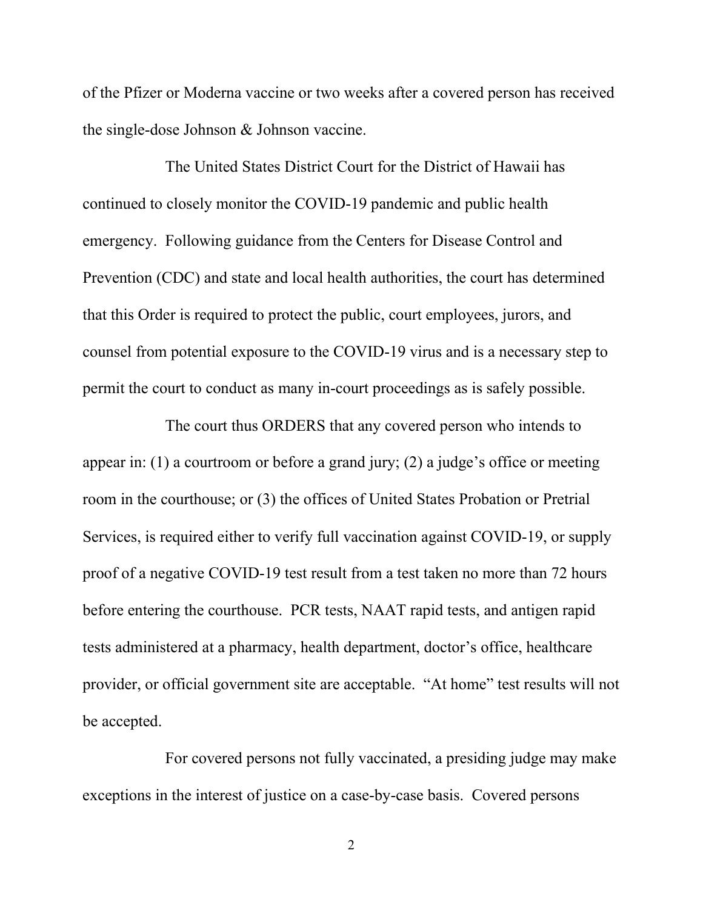of the Pfizer or Moderna vaccine or two weeks after a covered person has received the single-dose Johnson & Johnson vaccine.

The United States District Court for the District of Hawaii has continued to closely monitor the COVID-19 pandemic and public health emergency. Following guidance from the Centers for Disease Control and Prevention (CDC) and state and local health authorities, the court has determined that this Order is required to protect the public, court employees, jurors, and counsel from potential exposure to the COVID-19 virus and is a necessary step to permit the court to conduct as many in-court proceedings as is safely possible.

The court thus ORDERS that any covered person who intends to appear in: (1) a courtroom or before a grand jury; (2) a judge's office or meeting room in the courthouse; or (3) the offices of United States Probation or Pretrial Services, is required either to verify full vaccination against COVID-19, or supply proof of a negative COVID-19 test result from a test taken no more than 72 hours before entering the courthouse. PCR tests, NAAT rapid tests, and antigen rapid tests administered at a pharmacy, health department, doctor's office, healthcare provider, or official government site are acceptable. "At home" test results will not be accepted.

For covered persons not fully vaccinated, a presiding judge may make exceptions in the interest of justice on a case-by-case basis. Covered persons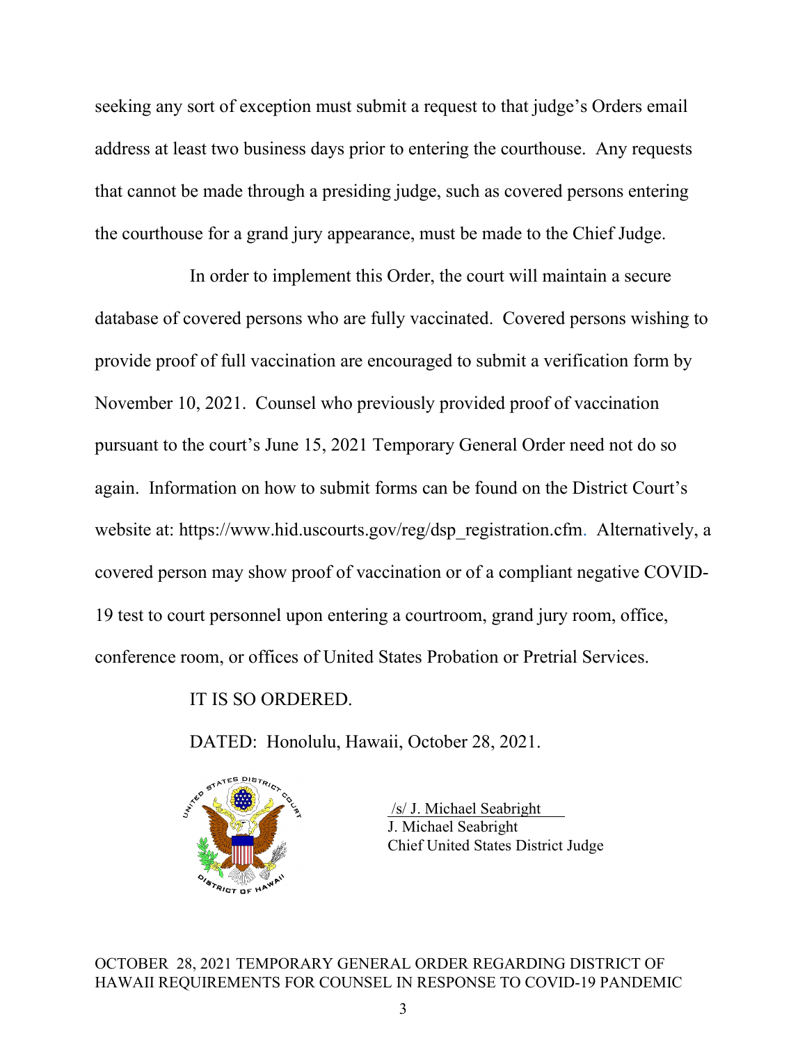seeking any sort of exception must submit a request to that judge's Orders email address at least two business days prior to entering the courthouse. Any requests that cannot be made through a presiding judge, such as covered persons entering the courthouse for a grand jury appearance, must be made to the Chief Judge.

In order to implement this Order, the court will maintain a secure database of covered persons who are fully vaccinated. Covered persons wishing to provide proof of full vaccination are encouraged to submit a verification form by November 10, 2021. Counsel who previously provided proof of vaccination pursuant to the court's June 15, 2021 Temporary General Order need not do so again. Information on how to submit forms can be found on the District Court's website at: https://www.hid.uscourts.gov/reg/dsp_registration.cfm. Alternatively, a covered person may show proof of vaccination or of a compliant negative COVID-19 test to court personnel upon entering a courtroom, grand jury room, office, conference room, or offices of United States Probation or Pretrial Services.

IT IS SO ORDERED.

DATED: Honolulu, Hawaii, October 28, 2021.

/s/ J. Michael Seabright
J. Michael Seabright
Chief United States District Judge

OCTOBER 28, 2021 TEMPORARY GENERAL ORDER REGARDING DISTRICT OF HAWAII REQUIREMENTS FOR COUNSEL IN RESPONSE TO COVID-19 PANDEMIC